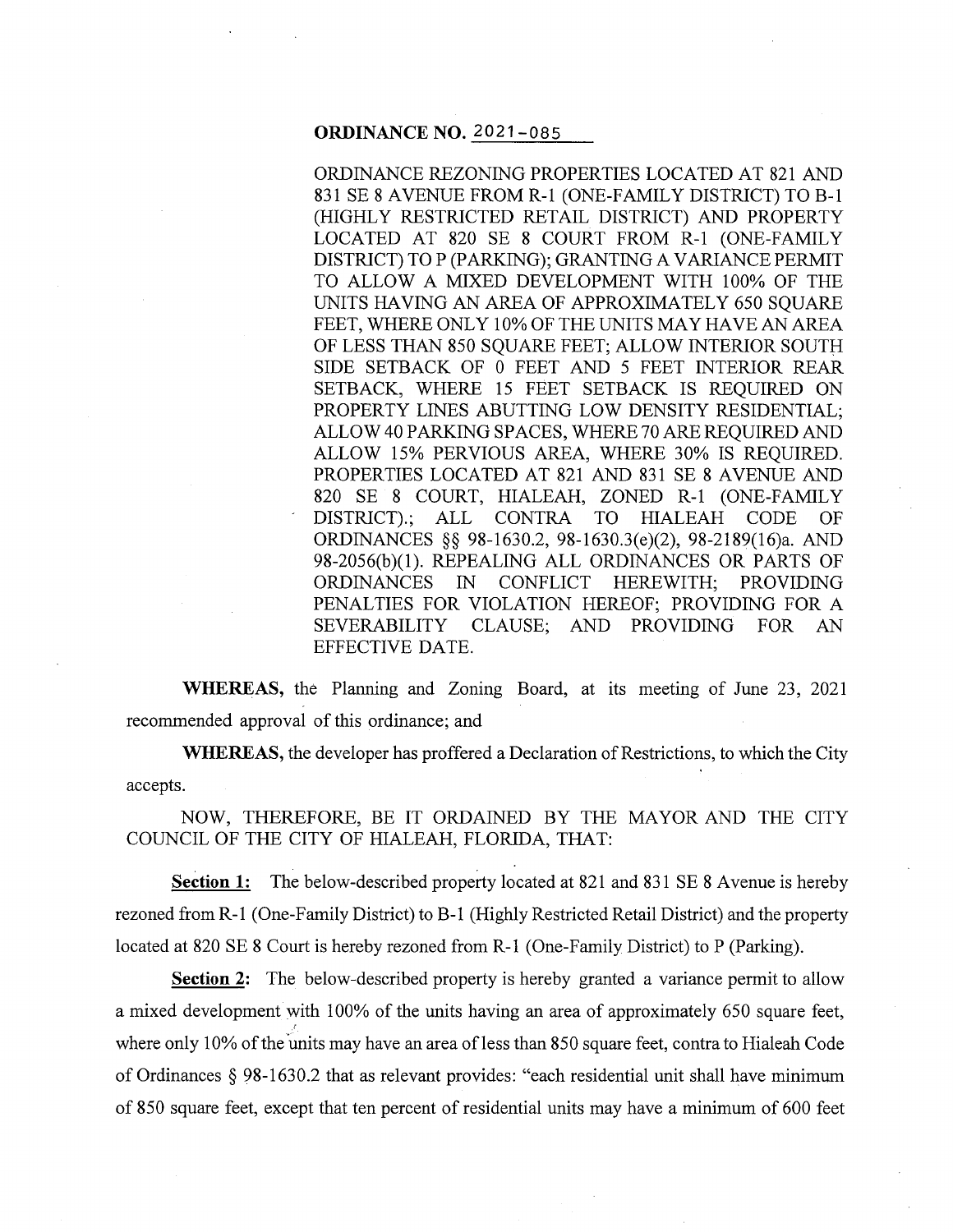**ORDINANCE NO. 2021-085**

ORDINANCE REZONING PROPERTIES LOCATED AT 821 AND 831 SE 8 AVENUE FROM R-1 (ONE-FAMILY DISTRICT) TO B-1 (HIGHLY RESTRICTED RETAIL DISTRICT) AND PROPERTY LOCATED AT 820 SE 8 COURT FROM R-1 (ONE-FAMILY DISTRICT) TO P (PARKING); GRANTING A VARIANCE PERMIT TO ALLOW A MIXED DEVELOPMENT WITH 100% OF THE UNITS HAVING AN AREA OF APPROXIMATELY 650 SQUARE FEET, WHERE ONLY 10% OF THE UNITS MAY HAVE AN AREA OF LESS THAN 850 SQUARE FEET; ALLOW INTERIOR SOUTH SIDE SETBACK OF 0 FEET AND 5 FEET INTERIOR REAR SETBACK, WHERE 15 FEET SETBACK IS REQUIRED ON PROPERTY LINES ABUTTING LOW DENSITY RESIDENTIAL; ALLOW 40 PARKING SPACES, WHERE 70 ARE REQUIRED AND ALLOW 15% PERVIOUS AREA, WHERE 30% IS REQUIRED. PROPERTIES LOCATED AT 821 AND 831 SE 8 AVENUE AND 820 SE 8 COURT, HIALEAH, ZONED R-1 (ONE-FAMILY DISTRICT).; ALL CONTRA TO HIALEAH CODE OF ORDINANCES §§ 98-1630.2, 98-1630.3(e)(2), 98-2189(16)a. AND 98-2056(b)(1). REPEALING ALL ORDINANCES OR PARTS OF ORDINANCES IN CONFLICT HEREWITH; PROVIDING PENALTIES FOR VIOLATION HEREOF; PROVIDING FOR A SEVERABILITY CLAUSE; AND PROVIDING FOR AN EFFECTIVE DATE.

**WHEREAS,** the Planning and Zoning Board, at its meeting of June 23, 2021 recommended approval of this ordinance; and

**WHEREAS,** the developer has proffered a Declaration of Restrictions, to which the City accepts.

NOW, THEREFORE, BE IT ORDAINED BY THE MAYOR AND THE CITY COUNCIL OF THE CITY OF HIALEAH, FLORIDA, THAT:

**Section 1:** The below-described property located at 821 and 831 SE 8 Avenue is hereby rezoned from R-1 (One-Family District) to B-1 (Highly Restricted Retail District) and the property located at 820 SE 8 Court is hereby rezoned from R-1 (One-Family District) to P (Parking).

**Section 2:** The below-described property is hereby granted a variance permit to allow a mixed development with 100% of the units having an area of approximately 650 square feet, where only 10% of the units may have an area of less than 850 square feet, contra to Hialeah Code of Ordinances § 98-1630.2 that as relevant provides: "each residential unit shall have minimum of 850 square feet, except that ten percent of residential units may have a minimum of 600 feet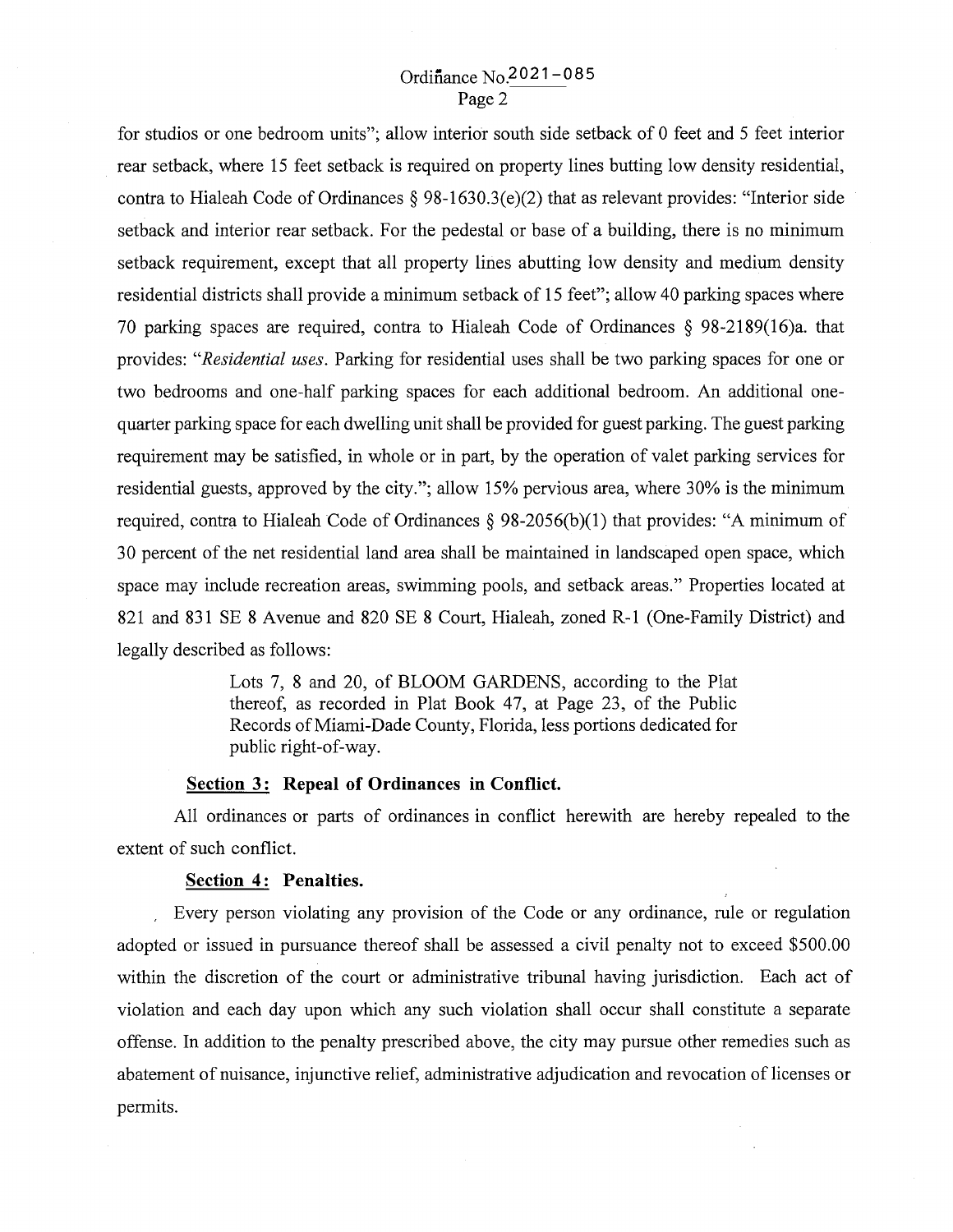for studios or one bedroom units"; allow interior south side setback of 0 feet and 5 feet interior rear setback, where 15 feet setback is required on property lines butting low density residential, contra to Hialeah Code of Ordinances § 98-1630.3(e)(2) that as relevant provides: "Interior side setback and interior rear setback. For the pedestal or base of a building, there is no minimum setback requirement, except that all property lines abutting low density and medium density residential districts shall provide a minimum setback of 15 feet"; allow 40 parking spaces where 70 parking spaces are required, contra to Hialeah Code of Ordinances § 98-2189(16)a. that provides: "*Residential uses*. Parking for residential uses shall be two parking spaces for one or two bedrooms and one-half parking spaces for each additional bedroom. An additional one-quarter parking space for each dwelling unit shall be provided for guest parking. The guest parking requirement may be satisfied, in whole or in part, by the operation of valet parking services for residential guests, approved by the city."; allow 15% pervious area, where 30% is the minimum required, contra to Hialeah Code of Ordinances § 98-2056(b)(1) that provides: "A minimum of 30 percent of the net residential land area shall be maintained in landscaped open space, which space may include recreation areas, swimming pools, and setback areas." Properties located at 821 and 831 SE 8 Avenue and 820 SE 8 Court, Hialeah, zoned R-1 (One-Family District) and legally described as follows:

> Lots 7, 8 and 20, of BLOOM GARDENS, according to the Plat thereof, as recorded in Plat Book 47, at Page 23, of the Public Records of Miami-Dade County, Florida, less portions dedicated for public right-of-way.

**Section 3: Repeal of Ordinances in Conflict.**

All ordinances or parts of ordinances in conflict herewith are hereby repealed to the extent of such conflict.

**Section 4: Penalties.**

Every person violating any provision of the Code or any ordinance, rule or regulation adopted or issued in pursuance thereof shall be assessed a civil penalty not to exceed $500.00 within the discretion of the court or administrative tribunal having jurisdiction. Each act of violation and each day upon which any such violation shall occur shall constitute a separate offense. In addition to the penalty prescribed above, the city may pursue other remedies such as abatement of nuisance, injunctive relief, administrative adjudication and revocation of licenses or permits.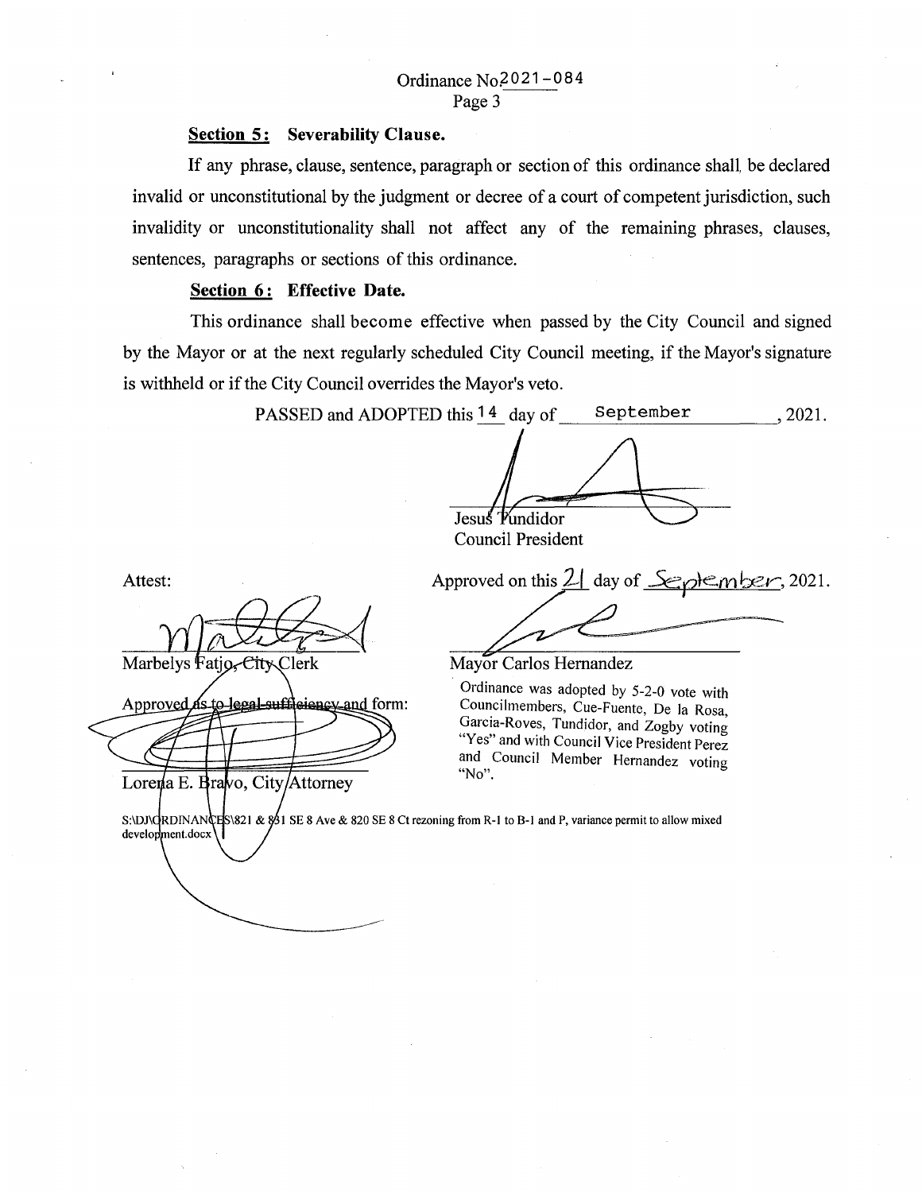Ordinance No.2021-084

**Section 5: Severability Clause.**

If any phrase, clause, sentence, paragraph or section of this ordinance shall be declared invalid or unconstitutional by the judgment or decree of a court of competent jurisdiction, such invalidity or unconstitutionality shall not affect any of the remaining phrases, clauses, sentences, paragraphs or sections of this ordinance.

**Section 6: Effective Date.**

This ordinance shall become effective when passed by the City Council and signed by the Mayor or at the next regularly scheduled City Council meeting, if the Mayor's signature is withheld or if the City Council overrides the Mayor's veto.

PASSED and ADOPTED this 14 day of September, 2021.

Jesus Tundidor
Council President

Attest:

Marbelys Fatjo, City Clerk

Approved on this 21 day of September, 2021.

Mayor Carlos Hernandez

Approved as to legal sufficiency and form:

Lorena E. Bravo, City Attorney

Ordinance was adopted by 5-2-0 vote with Councilmembers, Cue-Fuente, De la Rosa, Garcia-Roves, Tundidor, and Zogby voting "Yes" and with Council Vice President Perez and Council Member Hernandez voting "No".

S:\DJ\ORDINANCES\821 & 831 SE 8 Ave & 820 SE 8 Ct rezoning from R-1 to B-1 and P, variance permit to allow mixed development.docx